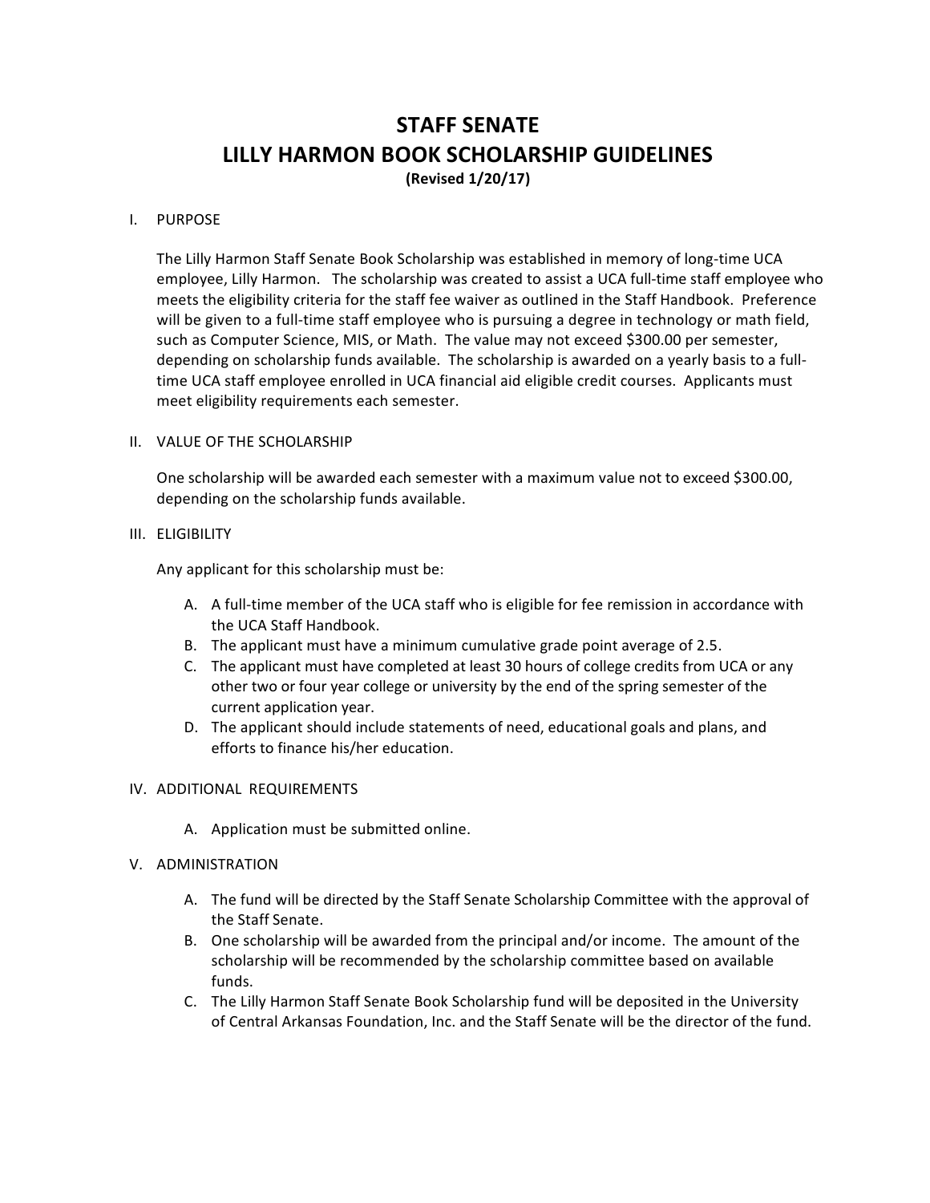# STAFF SENATE
# LILLY HARMON BOOK SCHOLARSHIP GUIDELINES

**(Revised 1/20/17)**

I. PURPOSE

The Lilly Harmon Staff Senate Book Scholarship was established in memory of long-time UCA employee, Lilly Harmon. The scholarship was created to assist a UCA full-time staff employee who meets the eligibility criteria for the staff fee waiver as outlined in the Staff Handbook. Preference will be given to a full-time staff employee who is pursuing a degree in technology or math field, such as Computer Science, MIS, or Math. The value may not exceed $300.00 per semester, depending on scholarship funds available. The scholarship is awarded on a yearly basis to a full-time UCA staff employee enrolled in UCA financial aid eligible credit courses. Applicants must meet eligibility requirements each semester.

II. VALUE OF THE SCHOLARSHIP

One scholarship will be awarded each semester with a maximum value not to exceed $300.00, depending on the scholarship funds available.

III. ELIGIBILITY

Any applicant for this scholarship must be:

A. A full-time member of the UCA staff who is eligible for fee remission in accordance with the UCA Staff Handbook.
B. The applicant must have a minimum cumulative grade point average of 2.5.
C. The applicant must have completed at least 30 hours of college credits from UCA or any other two or four year college or university by the end of the spring semester of the current application year.
D. The applicant should include statements of need, educational goals and plans, and efforts to finance his/her education.

IV. ADDITIONAL REQUIREMENTS

A. Application must be submitted online.

V. ADMINISTRATION

A. The fund will be directed by the Staff Senate Scholarship Committee with the approval of the Staff Senate.
B. One scholarship will be awarded from the principal and/or income. The amount of the scholarship will be recommended by the scholarship committee based on available funds.
C. The Lilly Harmon Staff Senate Book Scholarship fund will be deposited in the University of Central Arkansas Foundation, Inc. and the Staff Senate will be the director of the fund.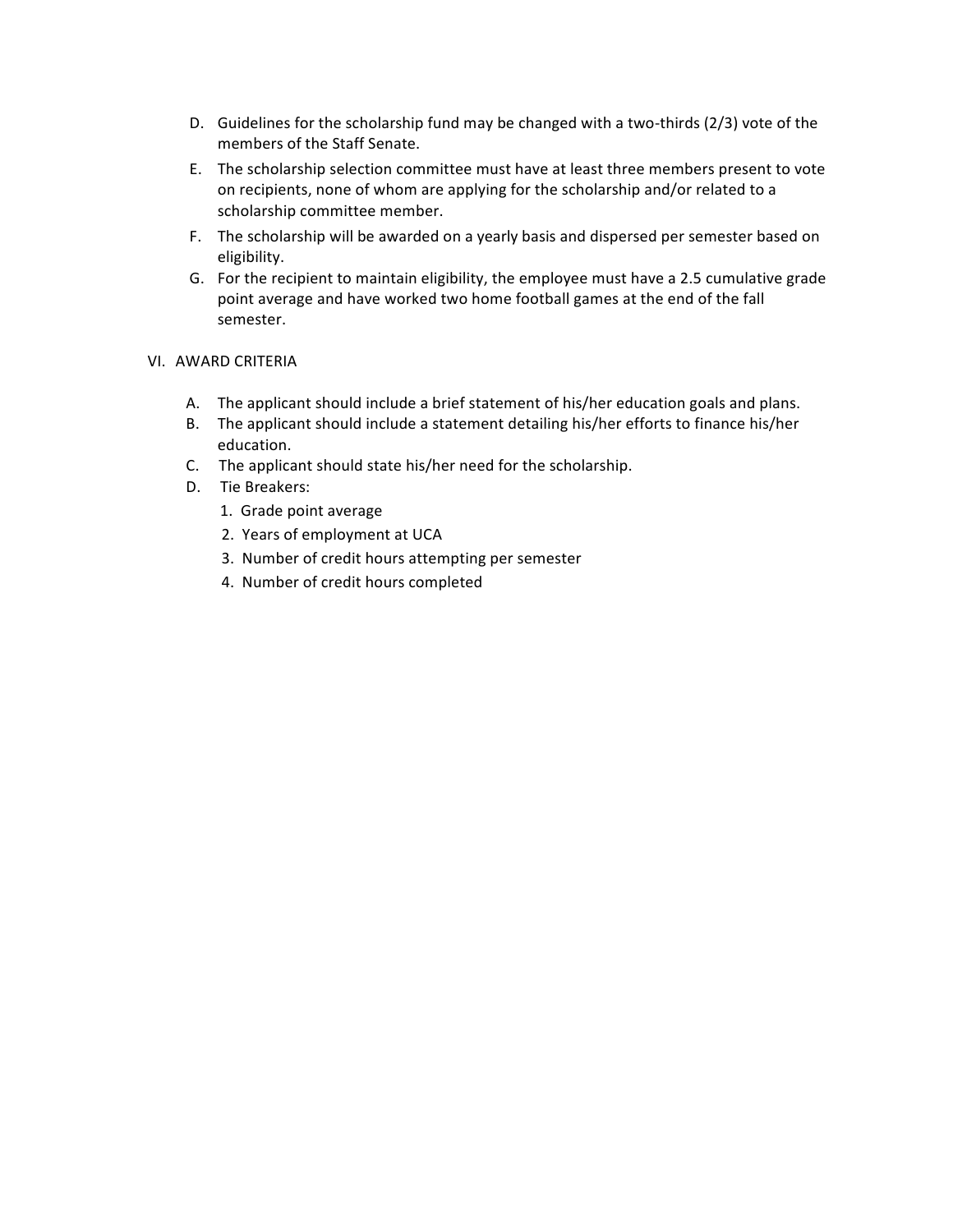D. Guidelines for the scholarship fund may be changed with a two-thirds (2/3) vote of the members of the Staff Senate.

E. The scholarship selection committee must have at least three members present to vote on recipients, none of whom are applying for the scholarship and/or related to a scholarship committee member.

F. The scholarship will be awarded on a yearly basis and dispersed per semester based on eligibility.

G. For the recipient to maintain eligibility, the employee must have a 2.5 cumulative grade point average and have worked two home football games at the end of the fall semester.

## VI. AWARD CRITERIA

A. The applicant should include a brief statement of his/her education goals and plans.

B. The applicant should include a statement detailing his/her efforts to finance his/her education.

C. The applicant should state his/her need for the scholarship.

D. Tie Breakers:

1. Grade point average
2. Years of employment at UCA
3. Number of credit hours attempting per semester
4. Number of credit hours completed